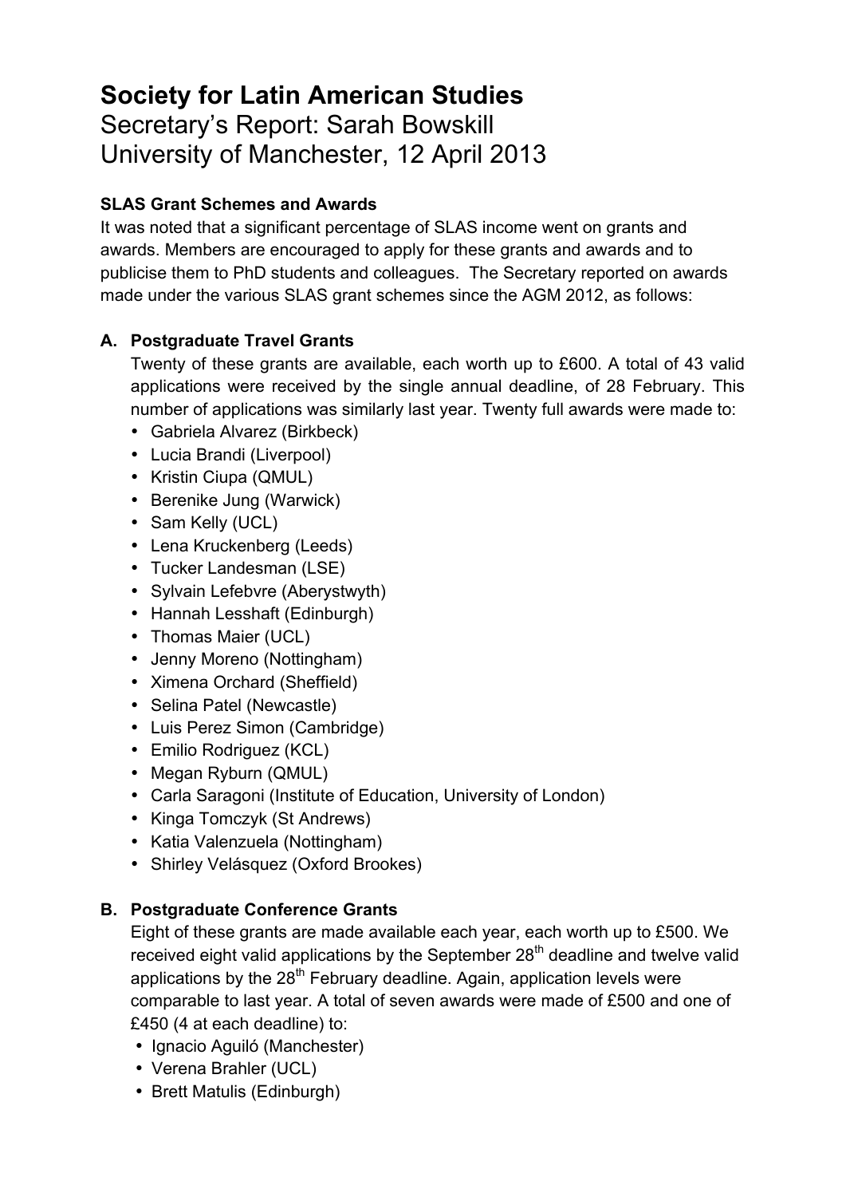# Society for Latin American Studies

Secretary's Report: Sarah Bowskill
University of Manchester, 12 April 2013

**SLAS Grant Schemes and Awards**

It was noted that a significant percentage of SLAS income went on grants and awards. Members are encouraged to apply for these grants and awards and to publicise them to PhD students and colleagues. The Secretary reported on awards made under the various SLAS grant schemes since the AGM 2012, as follows:

## A. Postgraduate Travel Grants

Twenty of these grants are available, each worth up to £600. A total of 43 valid applications were received by the single annual deadline, of 28 February. This number of applications was similarly last year. Twenty full awards were made to:

- Gabriela Alvarez (Birkbeck)
- Lucia Brandi (Liverpool)
- Kristin Ciupa (QMUL)
- Berenike Jung (Warwick)
- Sam Kelly (UCL)
- Lena Kruckenberg (Leeds)
- Tucker Landesman (LSE)
- Sylvain Lefebvre (Aberystwyth)
- Hannah Lesshaft (Edinburgh)
- Thomas Maier (UCL)
- Jenny Moreno (Nottingham)
- Ximena Orchard (Sheffield)
- Selina Patel (Newcastle)
- Luis Perez Simon (Cambridge)
- Emilio Rodriguez (KCL)
- Megan Ryburn (QMUL)
- Carla Saragoni (Institute of Education, University of London)
- Kinga Tomczyk (St Andrews)
- Katia Valenzuela (Nottingham)
- Shirley Velásquez (Oxford Brookes)

## B. Postgraduate Conference Grants

Eight of these grants are made available each year, each worth up to £500. We received eight valid applications by the September 28th deadline and twelve valid applications by the 28th February deadline. Again, application levels were comparable to last year. A total of seven awards were made of £500 and one of £450 (4 at each deadline) to:

- Ignacio Aguiló (Manchester)
- Verena Brahler (UCL)
- Brett Matulis (Edinburgh)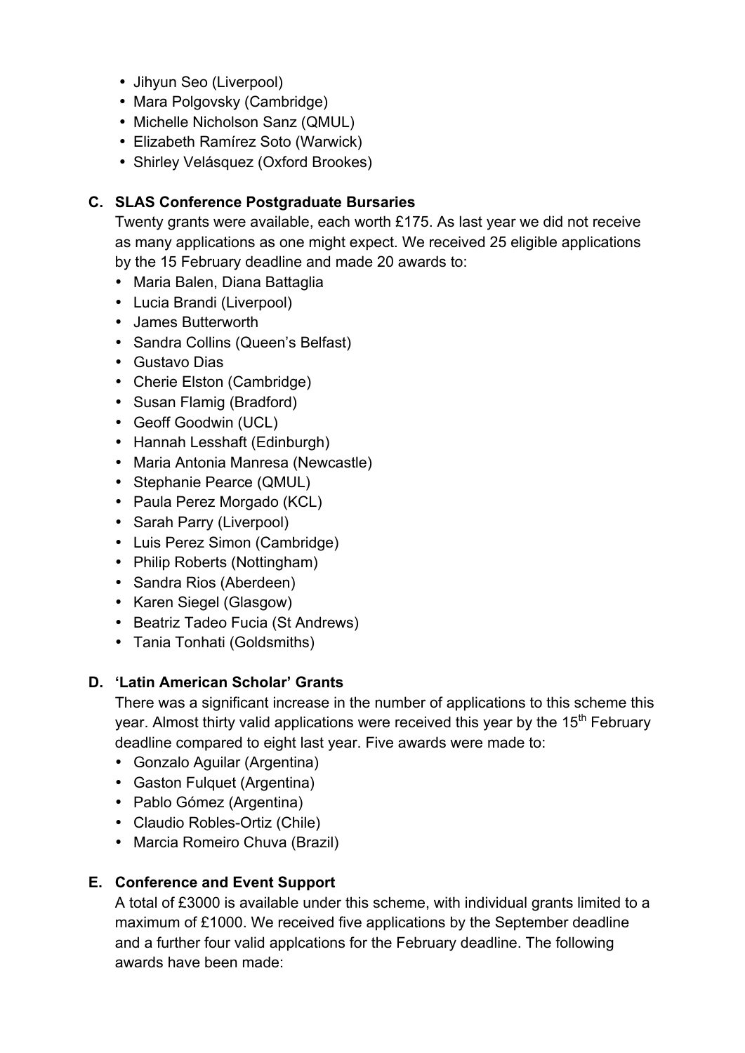- Jihyun Seo (Liverpool)
- Mara Polgovsky (Cambridge)
- Michelle Nicholson Sanz (QMUL)
- Elizabeth Ramírez Soto (Warwick)
- Shirley Velásquez (Oxford Brookes)

### C. SLAS Conference Postgraduate Bursaries

Twenty grants were available, each worth £175. As last year we did not receive as many applications as one might expect. We received 25 eligible applications by the 15 February deadline and made 20 awards to:

- Maria Balen, Diana Battaglia
- Lucia Brandi (Liverpool)
- James Butterworth
- Sandra Collins (Queen's Belfast)
- Gustavo Dias
- Cherie Elston (Cambridge)
- Susan Flamig (Bradford)
- Geoff Goodwin (UCL)
- Hannah Lesshaft (Edinburgh)
- Maria Antonia Manresa (Newcastle)
- Stephanie Pearce (QMUL)
- Paula Perez Morgado (KCL)
- Sarah Parry (Liverpool)
- Luis Perez Simon (Cambridge)
- Philip Roberts (Nottingham)
- Sandra Rios (Aberdeen)
- Karen Siegel (Glasgow)
- Beatriz Tadeo Fucia (St Andrews)
- Tania Tonhati (Goldsmiths)

### D. 'Latin American Scholar' Grants

There was a significant increase in the number of applications to this scheme this year. Almost thirty valid applications were received this year by the 15th February deadline compared to eight last year. Five awards were made to:

- Gonzalo Aguilar (Argentina)
- Gaston Fulquet (Argentina)
- Pablo Gómez (Argentina)
- Claudio Robles-Ortiz (Chile)
- Marcia Romeiro Chuva (Brazil)

### E. Conference and Event Support

A total of £3000 is available under this scheme, with individual grants limited to a maximum of £1000. We received five applications by the September deadline and a further four valid applcations for the February deadline. The following awards have been made: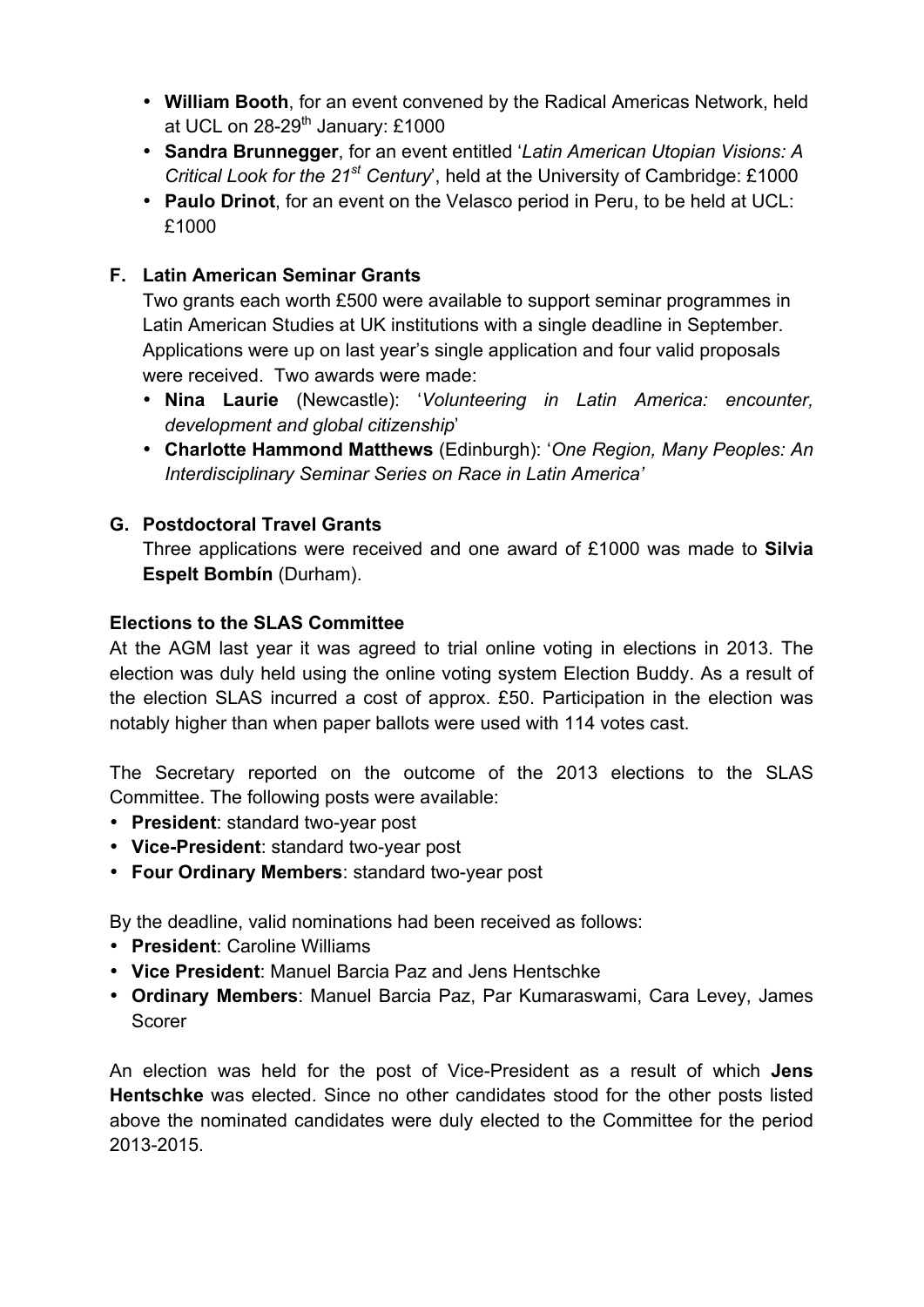- **William Booth**, for an event convened by the Radical Americas Network, held at UCL on 28-29th January: £1000
- **Sandra Brunnegger**, for an event entitled '*Latin American Utopian Visions: A Critical Look for the 21st Century*', held at the University of Cambridge: £1000
- **Paulo Drinot**, for an event on the Velasco period in Peru, to be held at UCL: £1000

**F. Latin American Seminar Grants**

Two grants each worth £500 were available to support seminar programmes in Latin American Studies at UK institutions with a single deadline in September. Applications were up on last year's single application and four valid proposals were received. Two awards were made:

- **Nina Laurie** (Newcastle): '*Volunteering in Latin America: encounter, development and global citizenship*'
- **Charlotte Hammond Matthews** (Edinburgh): '*One Region, Many Peoples: An Interdisciplinary Seminar Series on Race in Latin America'*

**G. Postdoctoral Travel Grants**

Three applications were received and one award of £1000 was made to **Silvia Espelt Bombín** (Durham).

**Elections to the SLAS Committee**

At the AGM last year it was agreed to trial online voting in elections in 2013. The election was duly held using the online voting system Election Buddy. As a result of the election SLAS incurred a cost of approx. £50. Participation in the election was notably higher than when paper ballots were used with 114 votes cast.

The Secretary reported on the outcome of the 2013 elections to the SLAS Committee. The following posts were available:

- **President**: standard two-year post
- **Vice-President**: standard two-year post
- **Four Ordinary Members**: standard two-year post

By the deadline, valid nominations had been received as follows:

- **President**: Caroline Williams
- **Vice President**: Manuel Barcia Paz and Jens Hentschke
- **Ordinary Members**: Manuel Barcia Paz, Par Kumaraswami, Cara Levey, James Scorer

An election was held for the post of Vice-President as a result of which **Jens Hentschke** was elected. Since no other candidates stood for the other posts listed above the nominated candidates were duly elected to the Committee for the period 2013-2015.